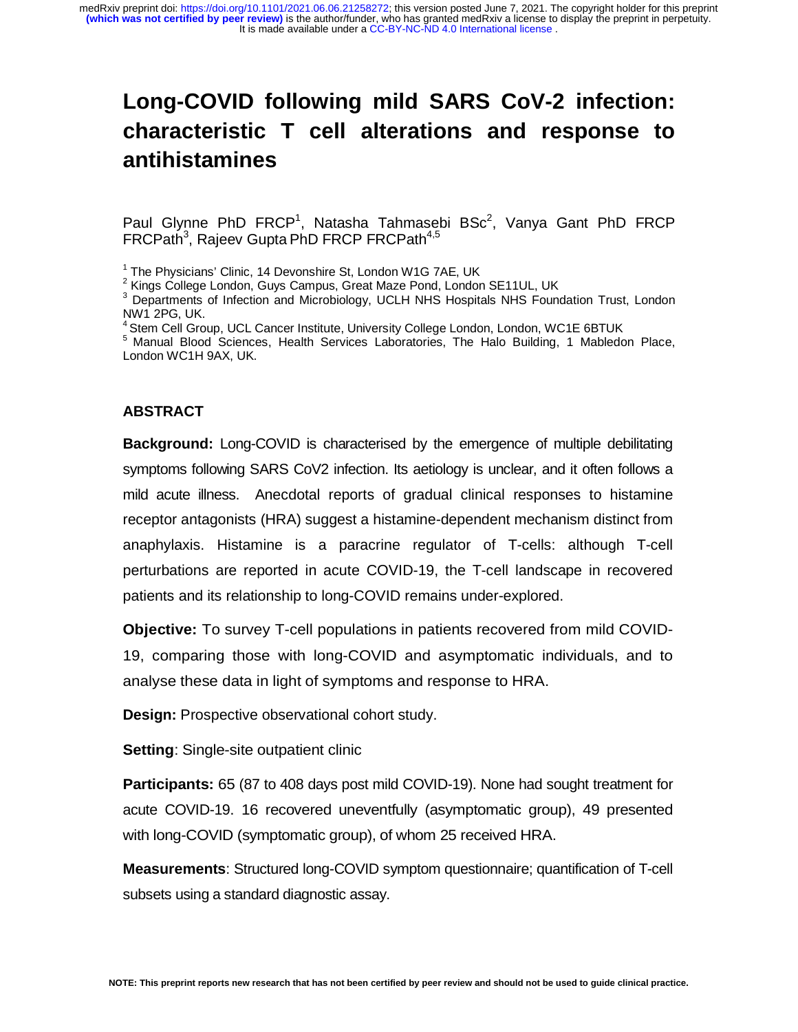# Long-COVID following mild SARS CoV-2 infection: characteristic T cell alterations and response to antihistamines

Paul Glynne PhD FRCP[1], Natasha Tahmasebi BSc[2], Vanya Gant PhD FRCP FRCPath[3], Rajeev Gupta PhD FRCP FRCPath[4,5]

[1] The Physicians' Clinic, 14 Devonshire St, London W1G 7AE, UK

[2] Kings College London, Guys Campus, Great Maze Pond, London SE11UL, UK

[3] Departments of Infection and Microbiology, UCLH NHS Hospitals NHS Foundation Trust, London NW1 2PG, UK.

[4] Stem Cell Group, UCL Cancer Institute, University College London, London, WC1E 6BTUK

[5] Manual Blood Sciences, Health Services Laboratories, The Halo Building, 1 Mabledon Place, London WC1H 9AX, UK.

## ABSTRACT

**Background:** Long-COVID is characterised by the emergence of multiple debilitating symptoms following SARS CoV2 infection. Its aetiology is unclear, and it often follows a mild acute illness. Anecdotal reports of gradual clinical responses to histamine receptor antagonists (HRA) suggest a histamine-dependent mechanism distinct from anaphylaxis. Histamine is a paracrine regulator of T-cells: although T-cell perturbations are reported in acute COVID-19, the T-cell landscape in recovered patients and its relationship to long-COVID remains under-explored.

**Objective:** To survey T-cell populations in patients recovered from mild COVID-19, comparing those with long-COVID and asymptomatic individuals, and to analyse these data in light of symptoms and response to HRA.

**Design:** Prospective observational cohort study.

**Setting**: Single-site outpatient clinic

**Participants:** 65 (87 to 408 days post mild COVID-19). None had sought treatment for acute COVID-19. 16 recovered uneventfully (asymptomatic group), 49 presented with long-COVID (symptomatic group), of whom 25 received HRA.

**Measurements**: Structured long-COVID symptom questionnaire; quantification of T-cell subsets using a standard diagnostic assay.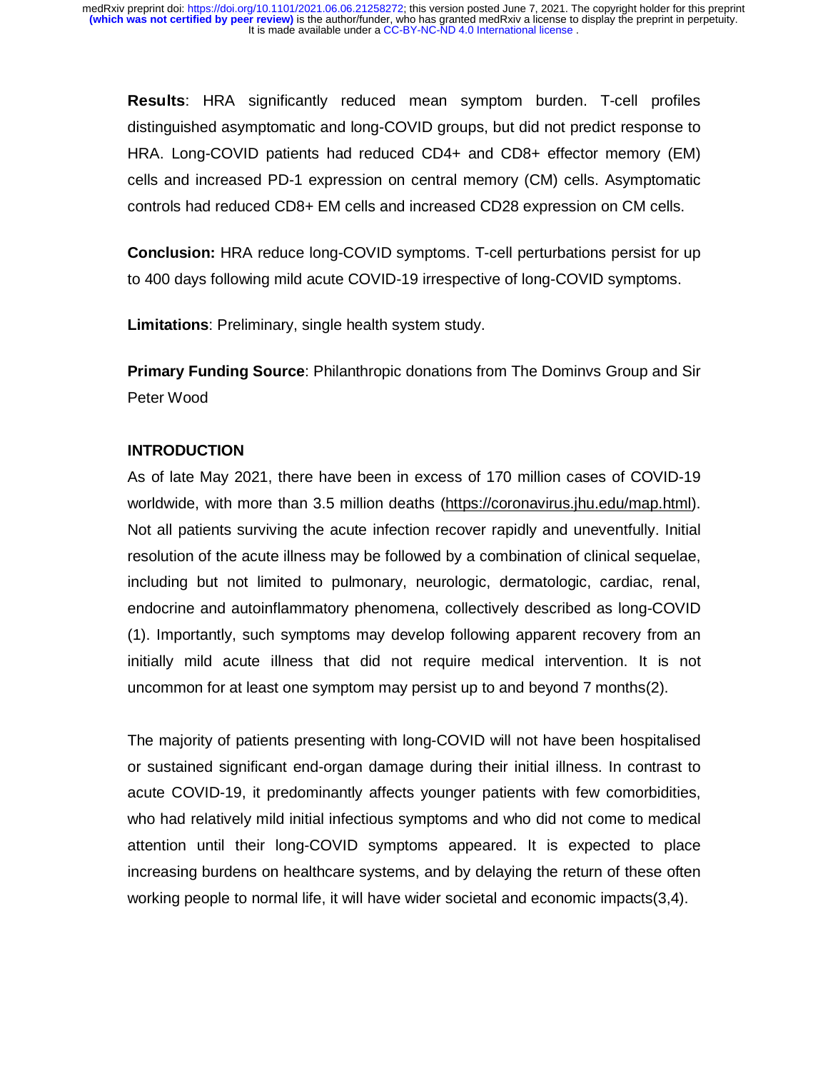**Results**: HRA significantly reduced mean symptom burden. T-cell profiles distinguished asymptomatic and long-COVID groups, but did not predict response to HRA. Long-COVID patients had reduced CD4+ and CD8+ effector memory (EM) cells and increased PD-1 expression on central memory (CM) cells. Asymptomatic controls had reduced CD8+ EM cells and increased CD28 expression on CM cells.

**Conclusion:** HRA reduce long-COVID symptoms. T-cell perturbations persist for up to 400 days following mild acute COVID-19 irrespective of long-COVID symptoms.

**Limitations**: Preliminary, single health system study.

**Primary Funding Source**: Philanthropic donations from The Dominvs Group and Sir Peter Wood

## INTRODUCTION

As of late May 2021, there have been in excess of 170 million cases of COVID-19 worldwide, with more than 3.5 million deaths (https://coronavirus.jhu.edu/map.html). Not all patients surviving the acute infection recover rapidly and uneventfully. Initial resolution of the acute illness may be followed by a combination of clinical sequelae, including but not limited to pulmonary, neurologic, dermatologic, cardiac, renal, endocrine and autoinflammatory phenomena, collectively described as long-COVID (1). Importantly, such symptoms may develop following apparent recovery from an initially mild acute illness that did not require medical intervention. It is not uncommon for at least one symptom may persist up to and beyond 7 months(2).

The majority of patients presenting with long-COVID will not have been hospitalised or sustained significant end-organ damage during their initial illness. In contrast to acute COVID-19, it predominantly affects younger patients with few comorbidities, who had relatively mild initial infectious symptoms and who did not come to medical attention until their long-COVID symptoms appeared. It is expected to place increasing burdens on healthcare systems, and by delaying the return of these often working people to normal life, it will have wider societal and economic impacts(3,4).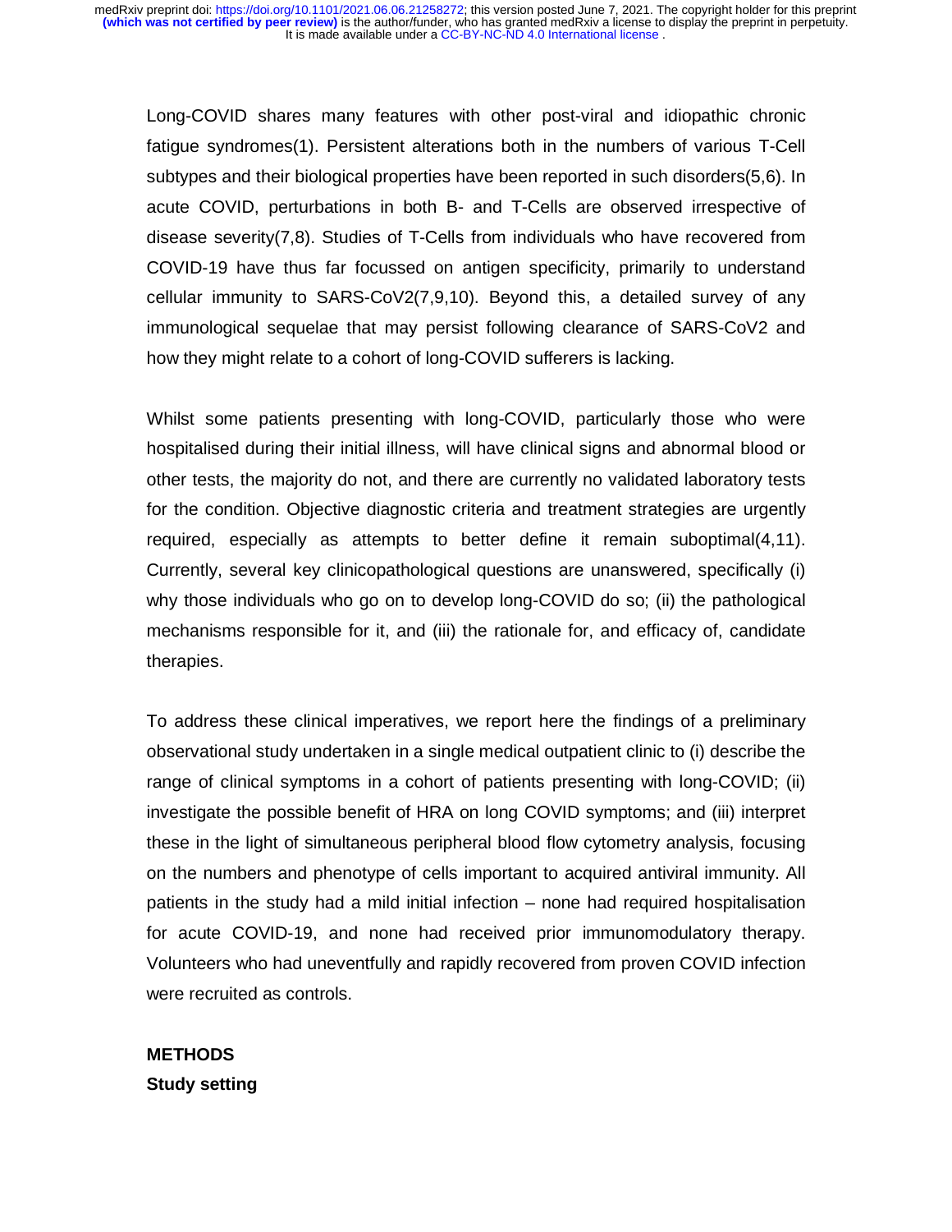Long-COVID shares many features with other post-viral and idiopathic chronic fatigue syndromes(1). Persistent alterations both in the numbers of various T-Cell subtypes and their biological properties have been reported in such disorders(5,6). In acute COVID, perturbations in both B- and T-Cells are observed irrespective of disease severity(7,8). Studies of T-Cells from individuals who have recovered from COVID-19 have thus far focussed on antigen specificity, primarily to understand cellular immunity to SARS-CoV2(7,9,10). Beyond this, a detailed survey of any immunological sequelae that may persist following clearance of SARS-CoV2 and how they might relate to a cohort of long-COVID sufferers is lacking.

Whilst some patients presenting with long-COVID, particularly those who were hospitalised during their initial illness, will have clinical signs and abnormal blood or other tests, the majority do not, and there are currently no validated laboratory tests for the condition. Objective diagnostic criteria and treatment strategies are urgently required, especially as attempts to better define it remain suboptimal(4,11). Currently, several key clinicopathological questions are unanswered, specifically (i) why those individuals who go on to develop long-COVID do so; (ii) the pathological mechanisms responsible for it, and (iii) the rationale for, and efficacy of, candidate therapies.

To address these clinical imperatives, we report here the findings of a preliminary observational study undertaken in a single medical outpatient clinic to (i) describe the range of clinical symptoms in a cohort of patients presenting with long-COVID; (ii) investigate the possible benefit of HRA on long COVID symptoms; and (iii) interpret these in the light of simultaneous peripheral blood flow cytometry analysis, focusing on the numbers and phenotype of cells important to acquired antiviral immunity. All patients in the study had a mild initial infection – none had required hospitalisation for acute COVID-19, and none had received prior immunomodulatory therapy. Volunteers who had uneventfully and rapidly recovered from proven COVID infection were recruited as controls.

## METHODS

### Study setting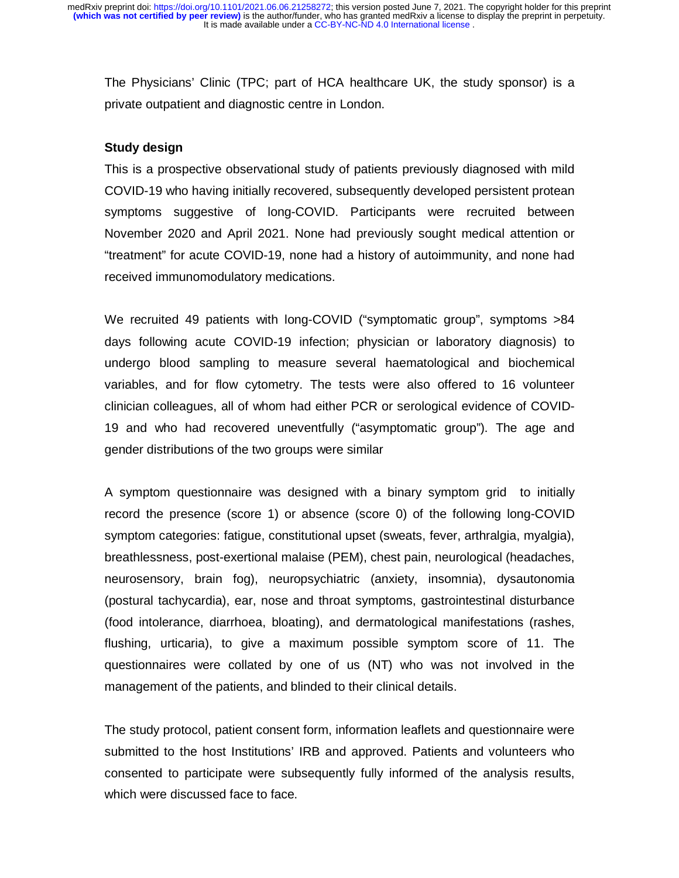The Physicians' Clinic (TPC; part of HCA healthcare UK, the study sponsor) is a private outpatient and diagnostic centre in London.

**Study design**

This is a prospective observational study of patients previously diagnosed with mild COVID-19 who having initially recovered, subsequently developed persistent protean symptoms suggestive of long-COVID. Participants were recruited between November 2020 and April 2021. None had previously sought medical attention or "treatment" for acute COVID-19, none had a history of autoimmunity, and none had received immunomodulatory medications.

We recruited 49 patients with long-COVID ("symptomatic group", symptoms >84 days following acute COVID-19 infection; physician or laboratory diagnosis) to undergo blood sampling to measure several haematological and biochemical variables, and for flow cytometry. The tests were also offered to 16 volunteer clinician colleagues, all of whom had either PCR or serological evidence of COVID-19 and who had recovered uneventfully ("asymptomatic group"). The age and gender distributions of the two groups were similar

A symptom questionnaire was designed with a binary symptom grid to initially record the presence (score 1) or absence (score 0) of the following long-COVID symptom categories: fatigue, constitutional upset (sweats, fever, arthralgia, myalgia), breathlessness, post-exertional malaise (PEM), chest pain, neurological (headaches, neurosensory, brain fog), neuropsychiatric (anxiety, insomnia), dysautonomia (postural tachycardia), ear, nose and throat symptoms, gastrointestinal disturbance (food intolerance, diarrhoea, bloating), and dermatological manifestations (rashes, flushing, urticaria), to give a maximum possible symptom score of 11. The questionnaires were collated by one of us (NT) who was not involved in the management of the patients, and blinded to their clinical details.

The study protocol, patient consent form, information leaflets and questionnaire were submitted to the host Institutions' IRB and approved. Patients and volunteers who consented to participate were subsequently fully informed of the analysis results, which were discussed face to face.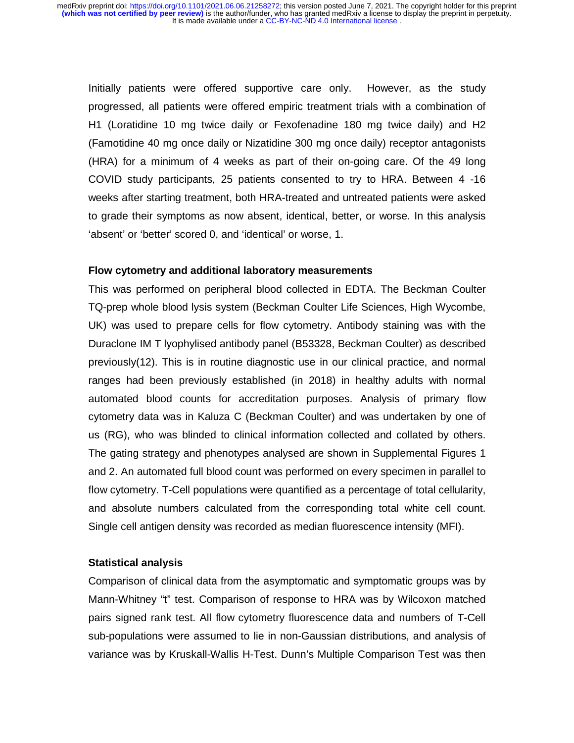Initially patients were offered supportive care only. However, as the study progressed, all patients were offered empiric treatment trials with a combination of H1 (Loratidine 10 mg twice daily or Fexofenadine 180 mg twice daily) and H2 (Famotidine 40 mg once daily or Nizatidine 300 mg once daily) receptor antagonists (HRA) for a minimum of 4 weeks as part of their on-going care. Of the 49 long COVID study participants, 25 patients consented to try to HRA. Between 4 -16 weeks after starting treatment, both HRA-treated and untreated patients were asked to grade their symptoms as now absent, identical, better, or worse. In this analysis 'absent' or 'better' scored 0, and 'identical' or worse, 1.

### Flow cytometry and additional laboratory measurements

This was performed on peripheral blood collected in EDTA. The Beckman Coulter TQ-prep whole blood lysis system (Beckman Coulter Life Sciences, High Wycombe, UK) was used to prepare cells for flow cytometry. Antibody staining was with the Duraclone IM T lyophylised antibody panel (B53328, Beckman Coulter) as described previously(12). This is in routine diagnostic use in our clinical practice, and normal ranges had been previously established (in 2018) in healthy adults with normal automated blood counts for accreditation purposes. Analysis of primary flow cytometry data was in Kaluza C (Beckman Coulter) and was undertaken by one of us (RG), who was blinded to clinical information collected and collated by others. The gating strategy and phenotypes analysed are shown in Supplemental Figures 1 and 2. An automated full blood count was performed on every specimen in parallel to flow cytometry. T-Cell populations were quantified as a percentage of total cellularity, and absolute numbers calculated from the corresponding total white cell count. Single cell antigen density was recorded as median fluorescence intensity (MFI).

### Statistical analysis

Comparison of clinical data from the asymptomatic and symptomatic groups was by Mann-Whitney "t" test. Comparison of response to HRA was by Wilcoxon matched pairs signed rank test. All flow cytometry fluorescence data and numbers of T-Cell sub-populations were assumed to lie in non-Gaussian distributions, and analysis of variance was by Kruskall-Wallis H-Test. Dunn's Multiple Comparison Test was then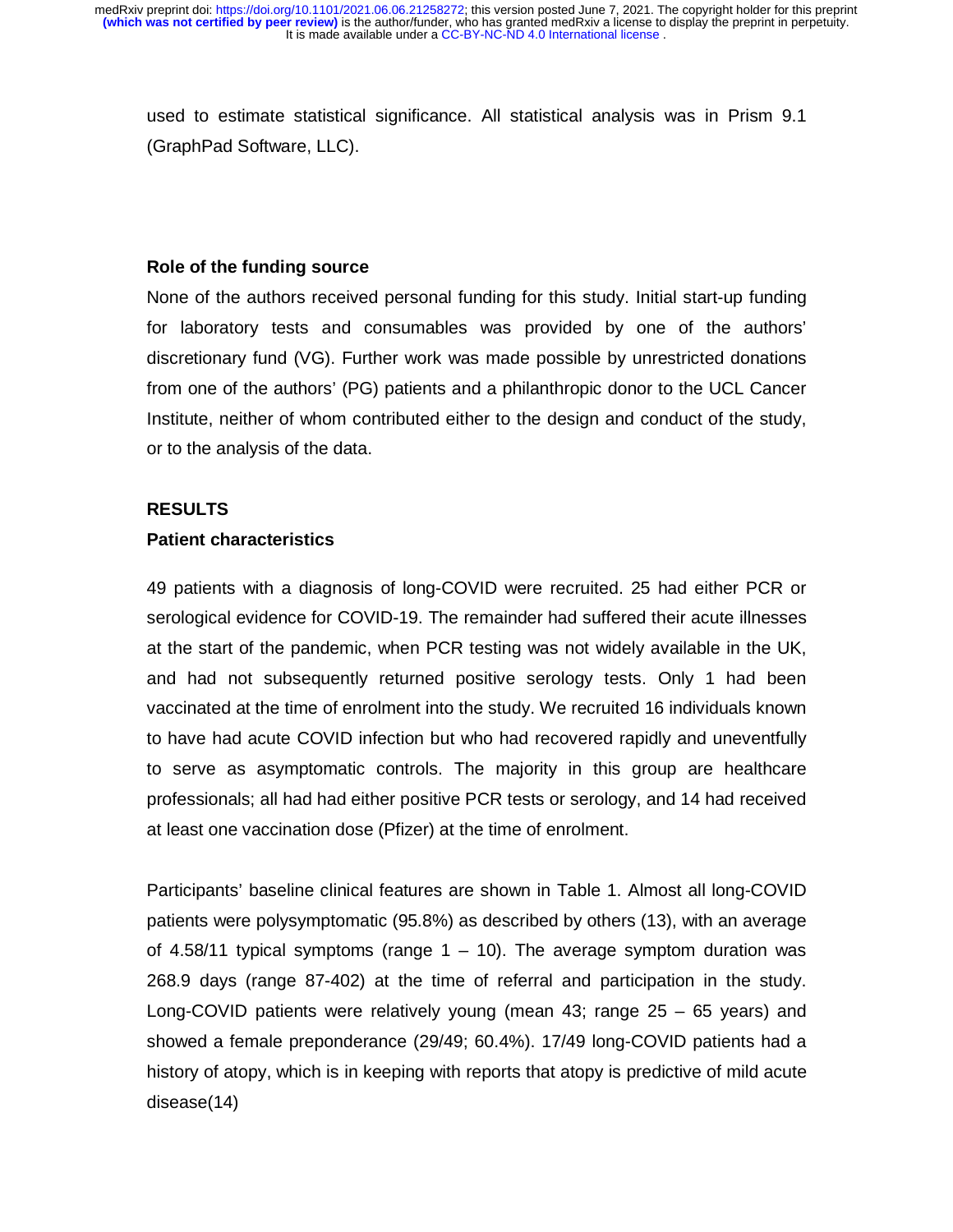used to estimate statistical significance. All statistical analysis was in Prism 9.1 (GraphPad Software, LLC).

### Role of the funding source

None of the authors received personal funding for this study. Initial start-up funding for laboratory tests and consumables was provided by one of the authors' discretionary fund (VG). Further work was made possible by unrestricted donations from one of the authors' (PG) patients and a philanthropic donor to the UCL Cancer Institute, neither of whom contributed either to the design and conduct of the study, or to the analysis of the data.

## RESULTS

### Patient characteristics

49 patients with a diagnosis of long-COVID were recruited. 25 had either PCR or serological evidence for COVID-19. The remainder had suffered their acute illnesses at the start of the pandemic, when PCR testing was not widely available in the UK, and had not subsequently returned positive serology tests. Only 1 had been vaccinated at the time of enrolment into the study. We recruited 16 individuals known to have had acute COVID infection but who had recovered rapidly and uneventfully to serve as asymptomatic controls. The majority in this group are healthcare professionals; all had had either positive PCR tests or serology, and 14 had received at least one vaccination dose (Pfizer) at the time of enrolment.

Participants' baseline clinical features are shown in Table 1. Almost all long-COVID patients were polysymptomatic (95.8%) as described by others (13), with an average of 4.58/11 typical symptoms (range 1 – 10). The average symptom duration was 268.9 days (range 87-402) at the time of referral and participation in the study. Long-COVID patients were relatively young (mean 43; range 25 – 65 years) and showed a female preponderance (29/49; 60.4%). 17/49 long-COVID patients had a history of atopy, which is in keeping with reports that atopy is predictive of mild acute disease(14)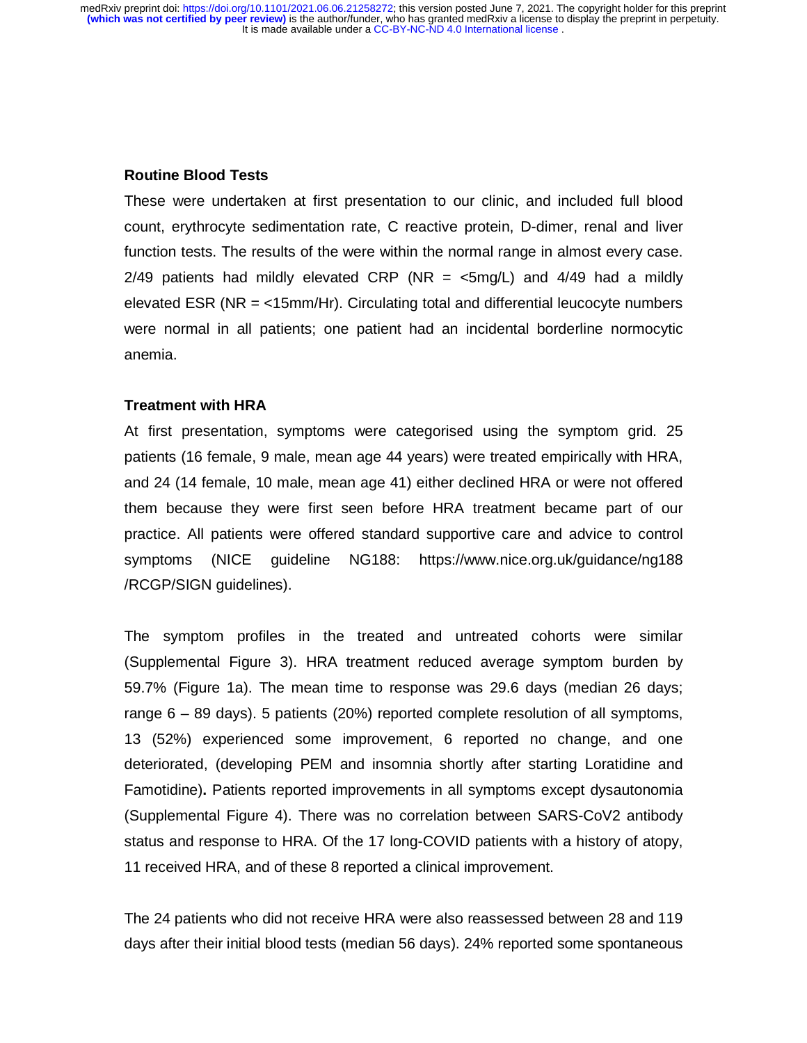### Routine Blood Tests

These were undertaken at first presentation to our clinic, and included full blood count, erythrocyte sedimentation rate, C reactive protein, D-dimer, renal and liver function tests. The results of the were within the normal range in almost every case. 2/49 patients had mildly elevated CRP (NR = <5mg/L) and 4/49 had a mildly elevated ESR (NR = <15mm/Hr). Circulating total and differential leucocyte numbers were normal in all patients; one patient had an incidental borderline normocytic anemia.

### Treatment with HRA

At first presentation, symptoms were categorised using the symptom grid. 25 patients (16 female, 9 male, mean age 44 years) were treated empirically with HRA, and 24 (14 female, 10 male, mean age 41) either declined HRA or were not offered them because they were first seen before HRA treatment became part of our practice. All patients were offered standard supportive care and advice to control symptoms (NICE guideline NG188: https://www.nice.org.uk/guidance/ng188 /RCGP/SIGN guidelines).

The symptom profiles in the treated and untreated cohorts were similar (Supplemental Figure 3). HRA treatment reduced average symptom burden by 59.7% (Figure 1a). The mean time to response was 29.6 days (median 26 days; range 6 – 89 days). 5 patients (20%) reported complete resolution of all symptoms, 13 (52%) experienced some improvement, 6 reported no change, and one deteriorated, (developing PEM and insomnia shortly after starting Loratidine and Famotidine)**.** Patients reported improvements in all symptoms except dysautonomia (Supplemental Figure 4). There was no correlation between SARS-CoV2 antibody status and response to HRA. Of the 17 long-COVID patients with a history of atopy, 11 received HRA, and of these 8 reported a clinical improvement.

The 24 patients who did not receive HRA were also reassessed between 28 and 119 days after their initial blood tests (median 56 days). 24% reported some spontaneous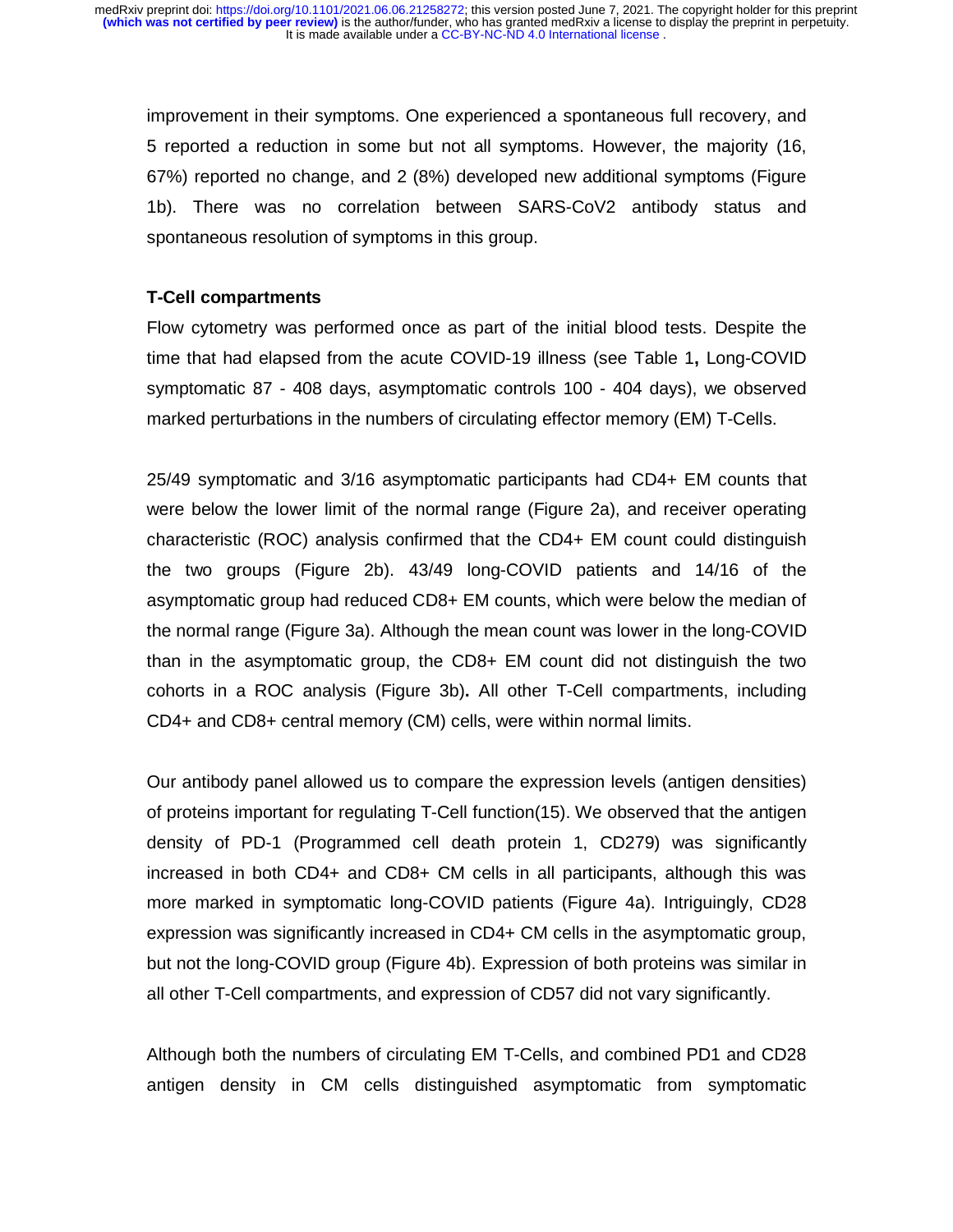improvement in their symptoms. One experienced a spontaneous full recovery, and 5 reported a reduction in some but not all symptoms. However, the majority (16, 67%) reported no change, and 2 (8%) developed new additional symptoms (Figure 1b). There was no correlation between SARS-CoV2 antibody status and spontaneous resolution of symptoms in this group.

**T-Cell compartments**

Flow cytometry was performed once as part of the initial blood tests. Despite the time that had elapsed from the acute COVID-19 illness (see Table 1**,** Long-COVID symptomatic 87 - 408 days, asymptomatic controls 100 - 404 days), we observed marked perturbations in the numbers of circulating effector memory (EM) T-Cells.

25/49 symptomatic and 3/16 asymptomatic participants had CD4+ EM counts that were below the lower limit of the normal range (Figure 2a), and receiver operating characteristic (ROC) analysis confirmed that the CD4+ EM count could distinguish the two groups (Figure 2b). 43/49 long-COVID patients and 14/16 of the asymptomatic group had reduced CD8+ EM counts, which were below the median of the normal range (Figure 3a). Although the mean count was lower in the long-COVID than in the asymptomatic group, the CD8+ EM count did not distinguish the two cohorts in a ROC analysis (Figure 3b)**.** All other T-Cell compartments, including CD4+ and CD8+ central memory (CM) cells, were within normal limits.

Our antibody panel allowed us to compare the expression levels (antigen densities) of proteins important for regulating T-Cell function(15). We observed that the antigen density of PD-1 (Programmed cell death protein 1, CD279) was significantly increased in both CD4+ and CD8+ CM cells in all participants, although this was more marked in symptomatic long-COVID patients (Figure 4a). Intriguingly, CD28 expression was significantly increased in CD4+ CM cells in the asymptomatic group, but not the long-COVID group (Figure 4b). Expression of both proteins was similar in all other T-Cell compartments, and expression of CD57 did not vary significantly.

Although both the numbers of circulating EM T-Cells, and combined PD1 and CD28 antigen density in CM cells distinguished asymptomatic from symptomatic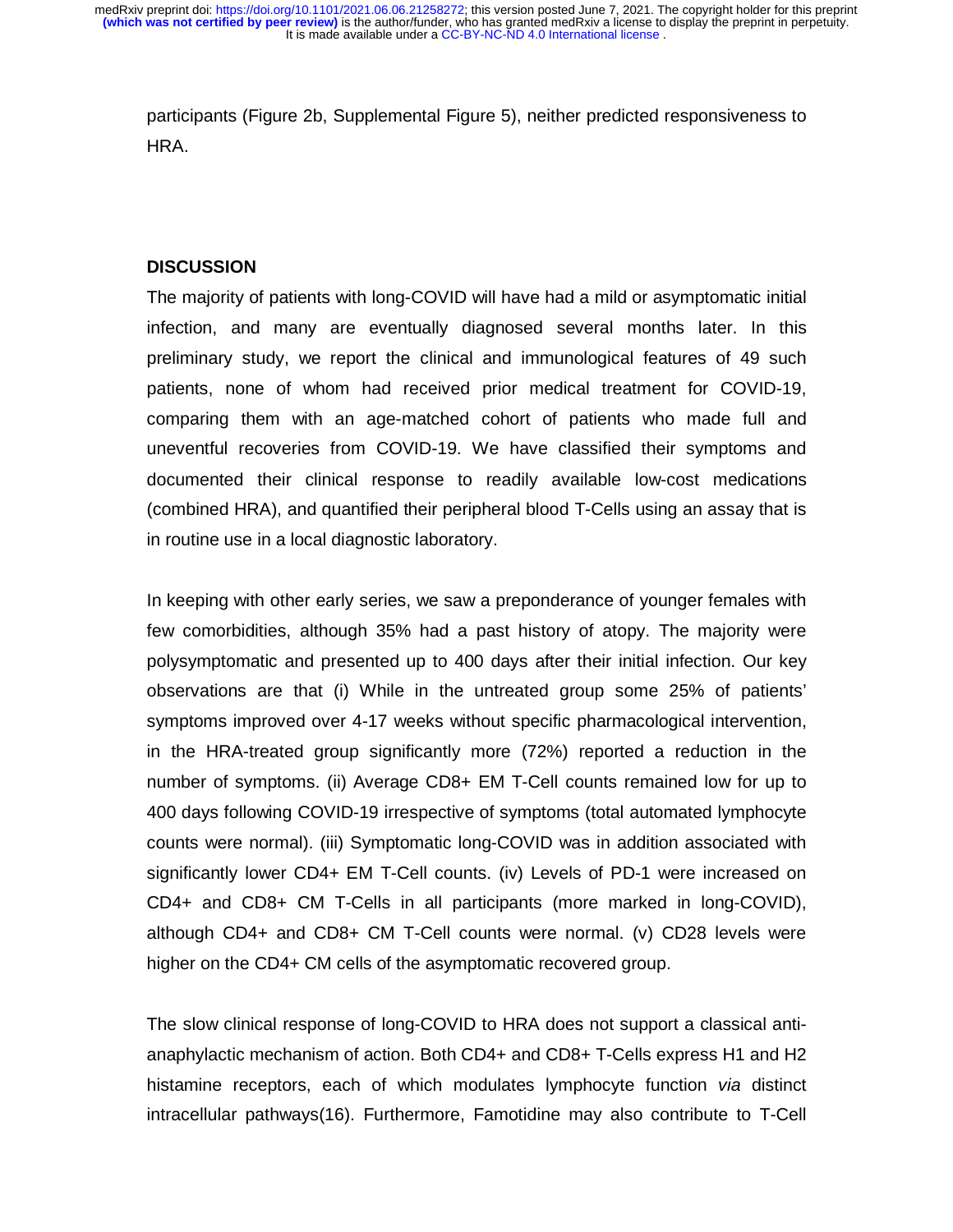participants (Figure 2b, Supplemental Figure 5), neither predicted responsiveness to HRA.

## DISCUSSION

The majority of patients with long-COVID will have had a mild or asymptomatic initial infection, and many are eventually diagnosed several months later. In this preliminary study, we report the clinical and immunological features of 49 such patients, none of whom had received prior medical treatment for COVID-19, comparing them with an age-matched cohort of patients who made full and uneventful recoveries from COVID-19. We have classified their symptoms and documented their clinical response to readily available low-cost medications (combined HRA), and quantified their peripheral blood T-Cells using an assay that is in routine use in a local diagnostic laboratory.

In keeping with other early series, we saw a preponderance of younger females with few comorbidities, although 35% had a past history of atopy. The majority were polysymptomatic and presented up to 400 days after their initial infection. Our key observations are that (i) While in the untreated group some 25% of patients' symptoms improved over 4-17 weeks without specific pharmacological intervention, in the HRA-treated group significantly more (72%) reported a reduction in the number of symptoms. (ii) Average CD8+ EM T-Cell counts remained low for up to 400 days following COVID-19 irrespective of symptoms (total automated lymphocyte counts were normal). (iii) Symptomatic long-COVID was in addition associated with significantly lower CD4+ EM T-Cell counts. (iv) Levels of PD-1 were increased on CD4+ and CD8+ CM T-Cells in all participants (more marked in long-COVID), although CD4+ and CD8+ CM T-Cell counts were normal. (v) CD28 levels were higher on the CD4+ CM cells of the asymptomatic recovered group.

The slow clinical response of long-COVID to HRA does not support a classical anti-anaphylactic mechanism of action. Both CD4+ and CD8+ T-Cells express H1 and H2 histamine receptors, each of which modulates lymphocyte function *via* distinct intracellular pathways(16). Furthermore, Famotidine may also contribute to T-Cell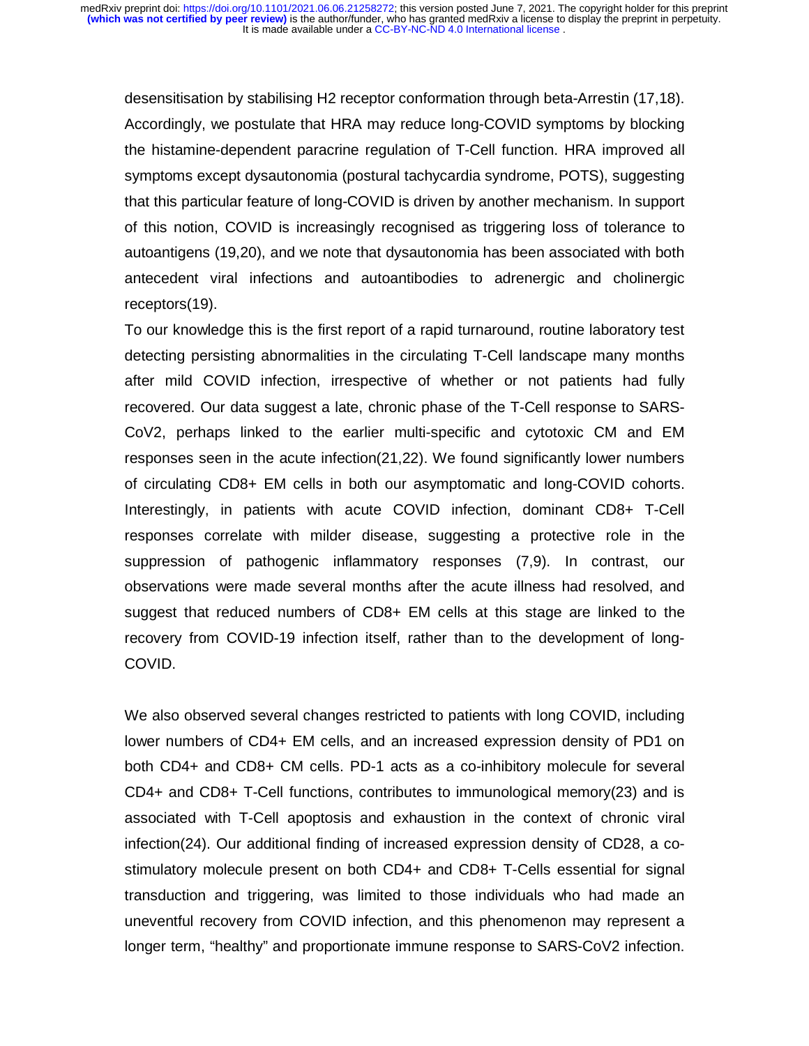desensitisation by stabilising H2 receptor conformation through beta-Arrestin (17,18). Accordingly, we postulate that HRA may reduce long-COVID symptoms by blocking the histamine-dependent paracrine regulation of T-Cell function. HRA improved all symptoms except dysautonomia (postural tachycardia syndrome, POTS), suggesting that this particular feature of long-COVID is driven by another mechanism. In support of this notion, COVID is increasingly recognised as triggering loss of tolerance to autoantigens (19,20), and we note that dysautonomia has been associated with both antecedent viral infections and autoantibodies to adrenergic and cholinergic receptors(19).

To our knowledge this is the first report of a rapid turnaround, routine laboratory test detecting persisting abnormalities in the circulating T-Cell landscape many months after mild COVID infection, irrespective of whether or not patients had fully recovered. Our data suggest a late, chronic phase of the T-Cell response to SARS-CoV2, perhaps linked to the earlier multi-specific and cytotoxic CM and EM responses seen in the acute infection(21,22). We found significantly lower numbers of circulating CD8+ EM cells in both our asymptomatic and long-COVID cohorts. Interestingly, in patients with acute COVID infection, dominant CD8+ T-Cell responses correlate with milder disease, suggesting a protective role in the suppression of pathogenic inflammatory responses (7,9). In contrast, our observations were made several months after the acute illness had resolved, and suggest that reduced numbers of CD8+ EM cells at this stage are linked to the recovery from COVID-19 infection itself, rather than to the development of long-COVID.

We also observed several changes restricted to patients with long COVID, including lower numbers of CD4+ EM cells, and an increased expression density of PD1 on both CD4+ and CD8+ CM cells. PD-1 acts as a co-inhibitory molecule for several CD4+ and CD8+ T-Cell functions, contributes to immunological memory(23) and is associated with T-Cell apoptosis and exhaustion in the context of chronic viral infection(24). Our additional finding of increased expression density of CD28, a co-stimulatory molecule present on both CD4+ and CD8+ T-Cells essential for signal transduction and triggering, was limited to those individuals who had made an uneventful recovery from COVID infection, and this phenomenon may represent a longer term, "healthy" and proportionate immune response to SARS-CoV2 infection.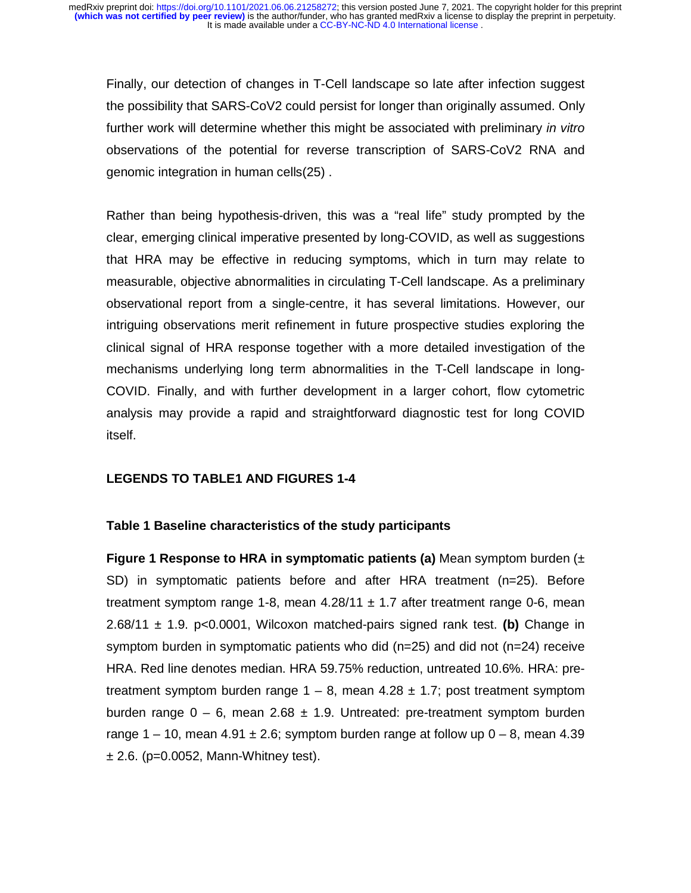Finally, our detection of changes in T-Cell landscape so late after infection suggest the possibility that SARS-CoV2 could persist for longer than originally assumed. Only further work will determine whether this might be associated with preliminary *in vitro* observations of the potential for reverse transcription of SARS-CoV2 RNA and genomic integration in human cells(25) .

Rather than being hypothesis-driven, this was a "real life" study prompted by the clear, emerging clinical imperative presented by long-COVID, as well as suggestions that HRA may be effective in reducing symptoms, which in turn may relate to measurable, objective abnormalities in circulating T-Cell landscape. As a preliminary observational report from a single-centre, it has several limitations. However, our intriguing observations merit refinement in future prospective studies exploring the clinical signal of HRA response together with a more detailed investigation of the mechanisms underlying long term abnormalities in the T-Cell landscape in long-COVID. Finally, and with further development in a larger cohort, flow cytometric analysis may provide a rapid and straightforward diagnostic test for long COVID itself.

## LEGENDS TO TABLE1 AND FIGURES 1-4

**Table 1 Baseline characteristics of the study participants**

**Figure 1 Response to HRA in symptomatic patients (a)** Mean symptom burden (± SD) in symptomatic patients before and after HRA treatment (n=25). Before treatment symptom range 1-8, mean 4.28/11 ± 1.7 after treatment range 0-6, mean 2.68/11 ± 1.9. p<0.0001, Wilcoxon matched-pairs signed rank test. **(b)** Change in symptom burden in symptomatic patients who did (n=25) and did not (n=24) receive HRA. Red line denotes median. HRA 59.75% reduction, untreated 10.6%. HRA: pre-treatment symptom burden range 1 – 8, mean 4.28 ± 1.7; post treatment symptom burden range 0 – 6, mean 2.68 ± 1.9. Untreated: pre-treatment symptom burden range 1 – 10, mean 4.91 ± 2.6; symptom burden range at follow up 0 – 8, mean 4.39 ± 2.6. (p=0.0052, Mann-Whitney test).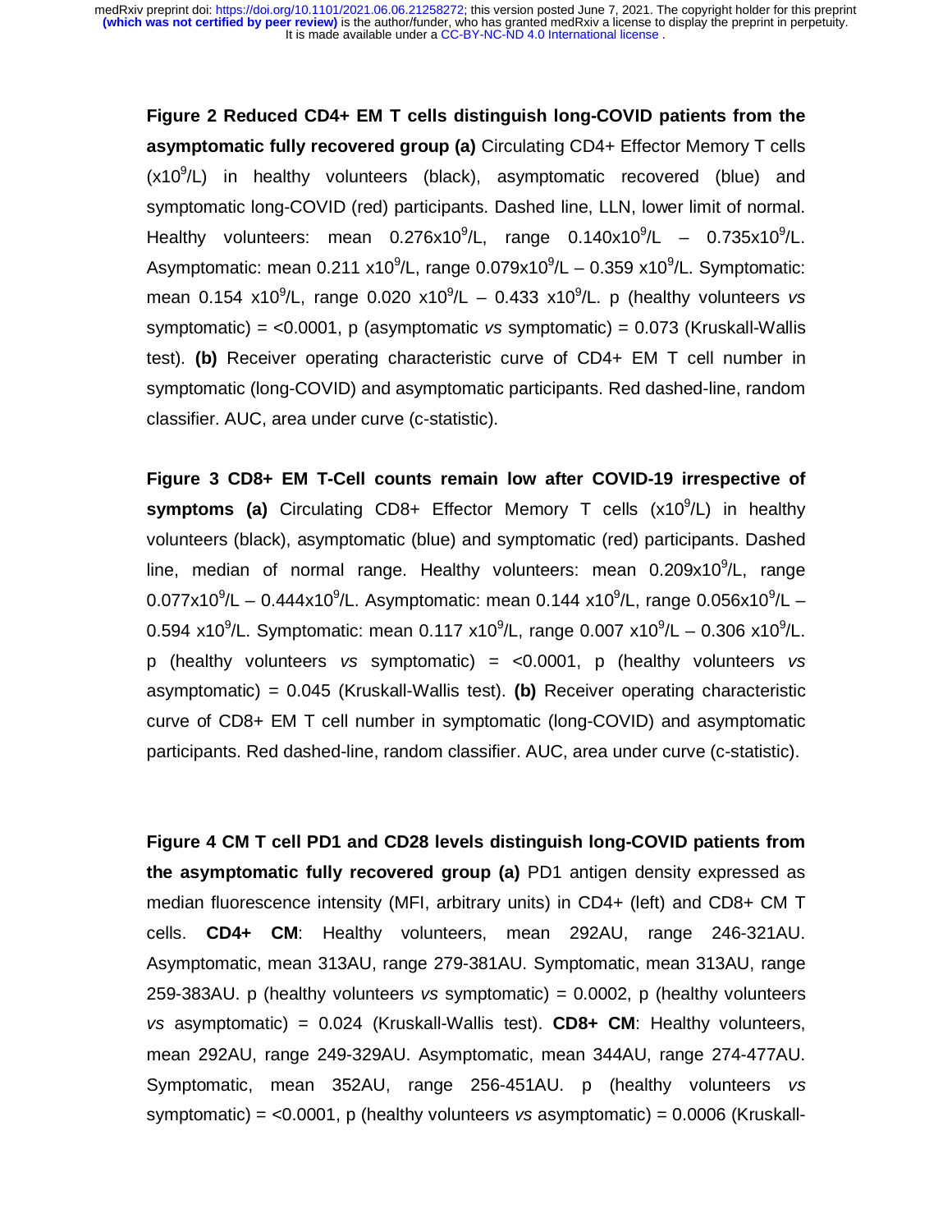**Figure 2 Reduced CD4+ EM T cells distinguish long-COVID patients from the asymptomatic fully recovered group (a)** Circulating CD4+ Effector Memory T cells ($x10^9$/L) in healthy volunteers (black), asymptomatic recovered (blue) and symptomatic long-COVID (red) participants. Dashed line, LLN, lower limit of normal. Healthy volunteers: mean $0.276x10^9$/L, range $0.140x10^9$/L – $0.735x10^9$/L. Asymptomatic: mean 0.211 $x10^9$/L, range $0.079x10^9$/L – 0.359 $x10^9$/L. Symptomatic: mean 0.154 $x10^9$/L, range 0.020 $x10^9$/L – 0.433 $x10^9$/L. p (healthy volunteers *vs* symptomatic) = <0.0001, p (asymptomatic *vs* symptomatic) = 0.073 (Kruskall-Wallis test). **(b)** Receiver operating characteristic curve of CD4+ EM T cell number in symptomatic (long-COVID) and asymptomatic participants. Red dashed-line, random classifier. AUC, area under curve (c-statistic).

**Figure 3 CD8+ EM T-Cell counts remain low after COVID-19 irrespective of symptoms (a)** Circulating CD8+ Effector Memory T cells ($x10^9$/L) in healthy volunteers (black), asymptomatic (blue) and symptomatic (red) participants. Dashed line, median of normal range. Healthy volunteers: mean $0.209x10^9$/L, range $0.077x10^9$/L – $0.444x10^9$/L. Asymptomatic: mean 0.144 $x10^9$/L, range $0.056x10^9$/L – 0.594 $x10^9$/L. Symptomatic: mean 0.117 $x10^9$/L, range 0.007 $x10^9$/L – 0.306 $x10^9$/L. p (healthy volunteers *vs* symptomatic) = <0.0001, p (healthy volunteers *vs* asymptomatic) = 0.045 (Kruskall-Wallis test). **(b)** Receiver operating characteristic curve of CD8+ EM T cell number in symptomatic (long-COVID) and asymptomatic participants. Red dashed-line, random classifier. AUC, area under curve (c-statistic).

**Figure 4 CM T cell PD1 and CD28 levels distinguish long-COVID patients from the asymptomatic fully recovered group (a)** PD1 antigen density expressed as median fluorescence intensity (MFI, arbitrary units) in CD4+ (left) and CD8+ CM T cells. **CD4+ CM**: Healthy volunteers, mean 292AU, range 246-321AU. Asymptomatic, mean 313AU, range 279-381AU. Symptomatic, mean 313AU, range 259-383AU. p (healthy volunteers *vs* symptomatic) = 0.0002, p (healthy volunteers *vs* asymptomatic) = 0.024 (Kruskall-Wallis test). **CD8+ CM**: Healthy volunteers, mean 292AU, range 249-329AU. Asymptomatic, mean 344AU, range 274-477AU. Symptomatic, mean 352AU, range 256-451AU. p (healthy volunteers *vs* symptomatic) = <0.0001, p (healthy volunteers *vs* asymptomatic) = 0.0006 (Kruskall-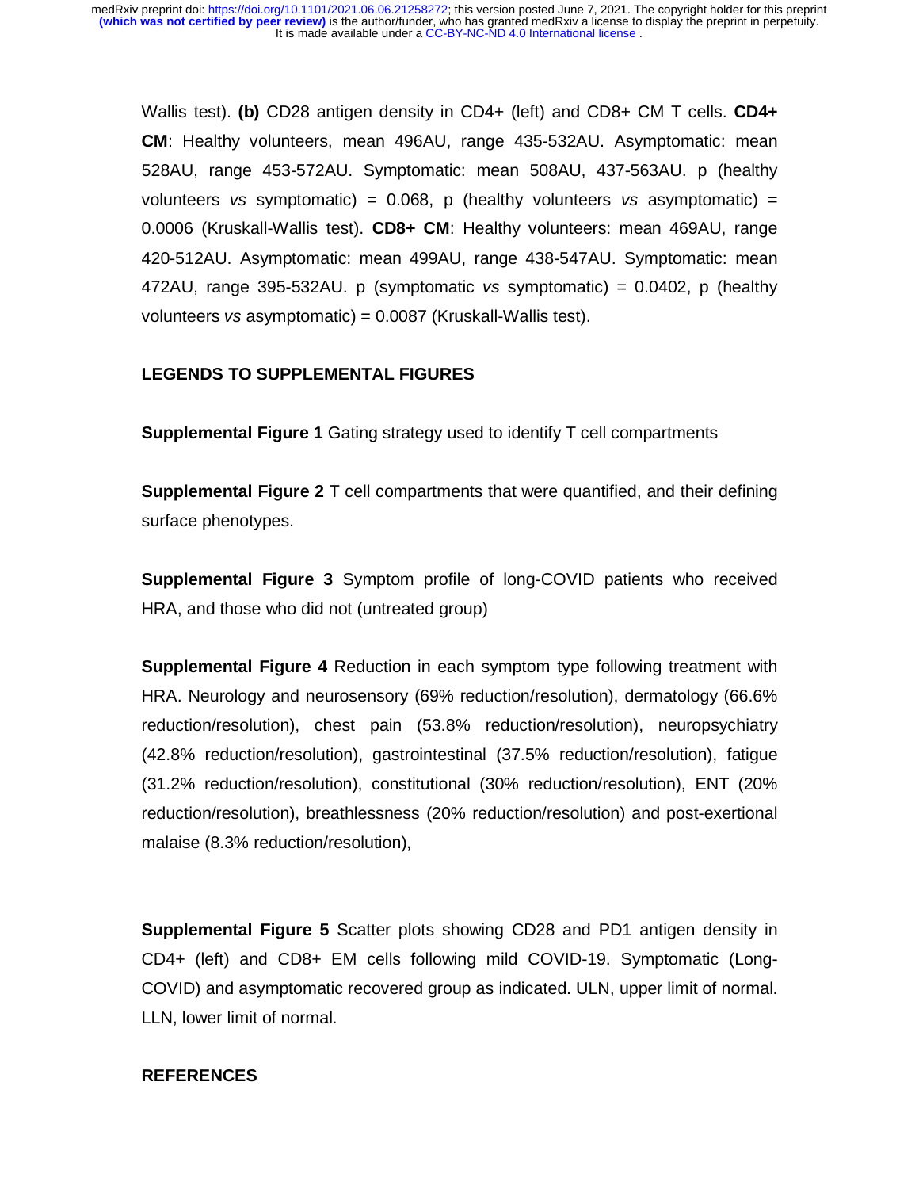Wallis test). **(b)** CD28 antigen density in CD4+ (left) and CD8+ CM T cells. **CD4+ CM**: Healthy volunteers, mean 496AU, range 435-532AU. Asymptomatic: mean 528AU, range 453-572AU. Symptomatic: mean 508AU, 437-563AU. p (healthy volunteers *vs* symptomatic) = 0.068, p (healthy volunteers *vs* asymptomatic) = 0.0006 (Kruskall-Wallis test). **CD8+ CM**: Healthy volunteers: mean 469AU, range 420-512AU. Asymptomatic: mean 499AU, range 438-547AU. Symptomatic: mean 472AU, range 395-532AU. p (symptomatic *vs* symptomatic) = 0.0402, p (healthy volunteers *vs* asymptomatic) = 0.0087 (Kruskall-Wallis test).

## LEGENDS TO SUPPLEMENTAL FIGURES

**Supplemental Figure 1** Gating strategy used to identify T cell compartments

**Supplemental Figure 2** T cell compartments that were quantified, and their defining surface phenotypes.

**Supplemental Figure 3** Symptom profile of long-COVID patients who received HRA, and those who did not (untreated group)

**Supplemental Figure 4** Reduction in each symptom type following treatment with HRA. Neurology and neurosensory (69% reduction/resolution), dermatology (66.6% reduction/resolution), chest pain (53.8% reduction/resolution), neuropsychiatry (42.8% reduction/resolution), gastrointestinal (37.5% reduction/resolution), fatigue (31.2% reduction/resolution), constitutional (30% reduction/resolution), ENT (20% reduction/resolution), breathlessness (20% reduction/resolution) and post-exertional malaise (8.3% reduction/resolution),

**Supplemental Figure 5** Scatter plots showing CD28 and PD1 antigen density in CD4+ (left) and CD8+ EM cells following mild COVID-19. Symptomatic (Long-COVID) and asymptomatic recovered group as indicated. ULN, upper limit of normal. LLN, lower limit of normal.

## REFERENCES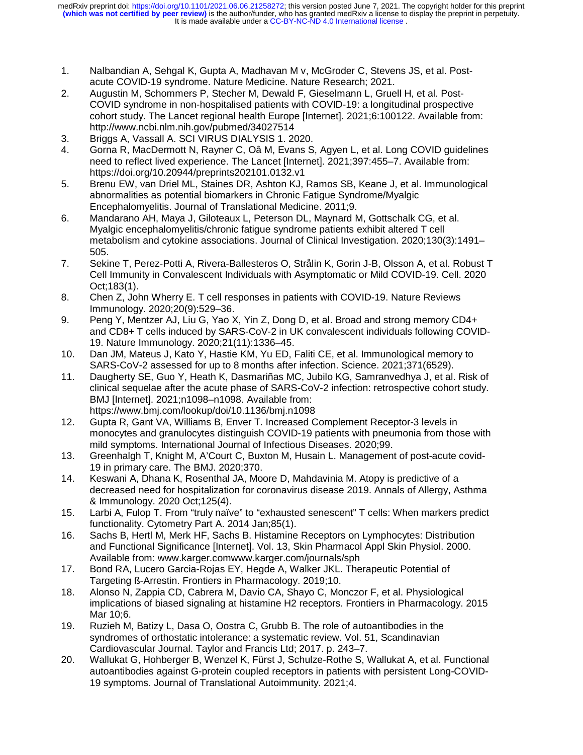1. Nalbandian A, Sehgal K, Gupta A, Madhavan M v, McGroder C, Stevens JS, et al. Post-acute COVID-19 syndrome. Nature Medicine. Nature Research; 2021.
2. Augustin M, Schommers P, Stecher M, Dewald F, Gieselmann L, Gruell H, et al. Post-COVID syndrome in non-hospitalised patients with COVID-19: a longitudinal prospective cohort study. The Lancet regional health Europe [Internet]. 2021;6:100122. Available from: http://www.ncbi.nlm.nih.gov/pubmed/34027514
3. Briggs A, Vassall A. SCI VIRUS DIALYSIS 1. 2020.
4. Gorna R, MacDermott N, Rayner C, Oâ M, Evans S, Agyen L, et al. Long COVID guidelines need to reflect lived experience. The Lancet [Internet]. 2021;397:455–7. Available from: https://doi.org/10.20944/preprints202101.0132.v1
5. Brenu EW, van Driel ML, Staines DR, Ashton KJ, Ramos SB, Keane J, et al. Immunological abnormalities as potential biomarkers in Chronic Fatigue Syndrome/Myalgic Encephalomyelitis. Journal of Translational Medicine. 2011;9.
6. Mandarano AH, Maya J, Giloteaux L, Peterson DL, Maynard M, Gottschalk CG, et al. Myalgic encephalomyelitis/chronic fatigue syndrome patients exhibit altered T cell metabolism and cytokine associations. Journal of Clinical Investigation. 2020;130(3):1491–505.
7. Sekine T, Perez-Potti A, Rivera-Ballesteros O, Strålin K, Gorin J-B, Olsson A, et al. Robust T Cell Immunity in Convalescent Individuals with Asymptomatic or Mild COVID-19. Cell. 2020 Oct;183(1).
8. Chen Z, John Wherry E. T cell responses in patients with COVID-19. Nature Reviews Immunology. 2020;20(9):529–36.
9. Peng Y, Mentzer AJ, Liu G, Yao X, Yin Z, Dong D, et al. Broad and strong memory CD4+ and CD8+ T cells induced by SARS-CoV-2 in UK convalescent individuals following COVID-19. Nature Immunology. 2020;21(11):1336–45.
10. Dan JM, Mateus J, Kato Y, Hastie KM, Yu ED, Faliti CE, et al. Immunological memory to SARS-CoV-2 assessed for up to 8 months after infection. Science. 2021;371(6529).
11. Daugherty SE, Guo Y, Heath K, Dasmariñas MC, Jubilo KG, Samranvedhya J, et al. Risk of clinical sequelae after the acute phase of SARS-CoV-2 infection: retrospective cohort study. BMJ [Internet]. 2021;n1098–n1098. Available from: https://www.bmj.com/lookup/doi/10.1136/bmj.n1098
12. Gupta R, Gant VA, Williams B, Enver T. Increased Complement Receptor-3 levels in monocytes and granulocytes distinguish COVID-19 patients with pneumonia from those with mild symptoms. International Journal of Infectious Diseases. 2020;99.
13. Greenhalgh T, Knight M, A'Court C, Buxton M, Husain L. Management of post-acute covid-19 in primary care. The BMJ. 2020;370.
14. Keswani A, Dhana K, Rosenthal JA, Moore D, Mahdavinia M. Atopy is predictive of a decreased need for hospitalization for coronavirus disease 2019. Annals of Allergy, Asthma & Immunology. 2020 Oct;125(4).
15. Larbi A, Fulop T. From "truly naïve" to "exhausted senescent" T cells: When markers predict functionality. Cytometry Part A. 2014 Jan;85(1).
16. Sachs B, Hertl M, Merk HF, Sachs B. Histamine Receptors on Lymphocytes: Distribution and Functional Significance [Internet]. Vol. 13, Skin Pharmacol Appl Skin Physiol. 2000. Available from: www.karger.comwww.karger.com/journals/sph
17. Bond RA, Lucero Garcia-Rojas EY, Hegde A, Walker JKL. Therapeutic Potential of Targeting ß-Arrestin. Frontiers in Pharmacology. 2019;10.
18. Alonso N, Zappia CD, Cabrera M, Davio CA, Shayo C, Monczor F, et al. Physiological implications of biased signaling at histamine H2 receptors. Frontiers in Pharmacology. 2015 Mar 10;6.
19. Ruzieh M, Batizy L, Dasa O, Oostra C, Grubb B. The role of autoantibodies in the syndromes of orthostatic intolerance: a systematic review. Vol. 51, Scandinavian Cardiovascular Journal. Taylor and Francis Ltd; 2017. p. 243–7.
20. Wallukat G, Hohberger B, Wenzel K, Fürst J, Schulze-Rothe S, Wallukat A, et al. Functional autoantibodies against G-protein coupled receptors in patients with persistent Long-COVID-19 symptoms. Journal of Translational Autoimmunity. 2021;4.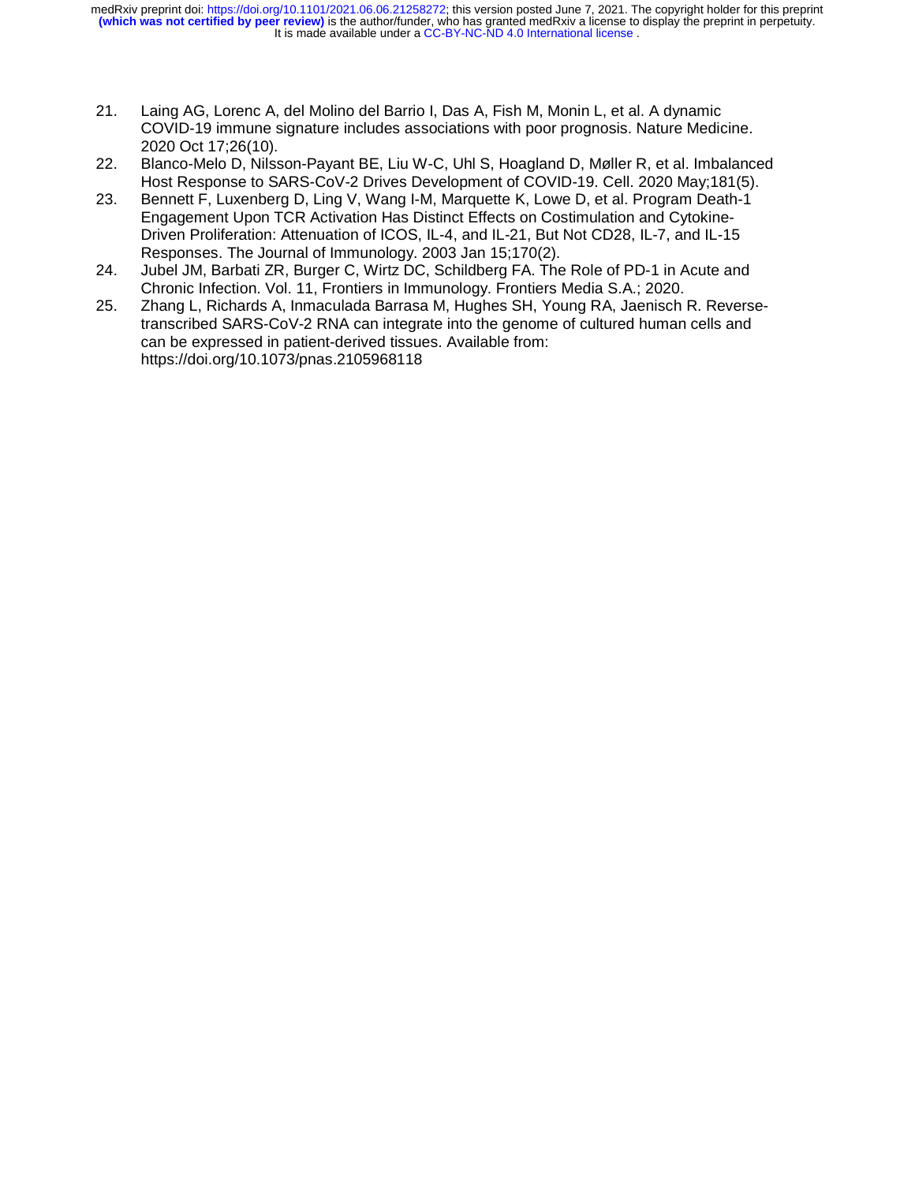21. Laing AG, Lorenc A, del Molino del Barrio I, Das A, Fish M, Monin L, et al. A dynamic COVID-19 immune signature includes associations with poor prognosis. Nature Medicine. 2020 Oct 17;26(10).
22. Blanco-Melo D, Nilsson-Payant BE, Liu W-C, Uhl S, Hoagland D, Møller R, et al. Imbalanced Host Response to SARS-CoV-2 Drives Development of COVID-19. Cell. 2020 May;181(5).
23. Bennett F, Luxenberg D, Ling V, Wang I-M, Marquette K, Lowe D, et al. Program Death-1 Engagement Upon TCR Activation Has Distinct Effects on Costimulation and Cytokine-Driven Proliferation: Attenuation of ICOS, IL-4, and IL-21, But Not CD28, IL-7, and IL-15 Responses. The Journal of Immunology. 2003 Jan 15;170(2).
24. Jubel JM, Barbati ZR, Burger C, Wirtz DC, Schildberg FA. The Role of PD-1 in Acute and Chronic Infection. Vol. 11, Frontiers in Immunology. Frontiers Media S.A.; 2020.
25. Zhang L, Richards A, Inmaculada Barrasa M, Hughes SH, Young RA, Jaenisch R. Reverse-transcribed SARS-CoV-2 RNA can integrate into the genome of cultured human cells and can be expressed in patient-derived tissues. Available from: https://doi.org/10.1073/pnas.2105968118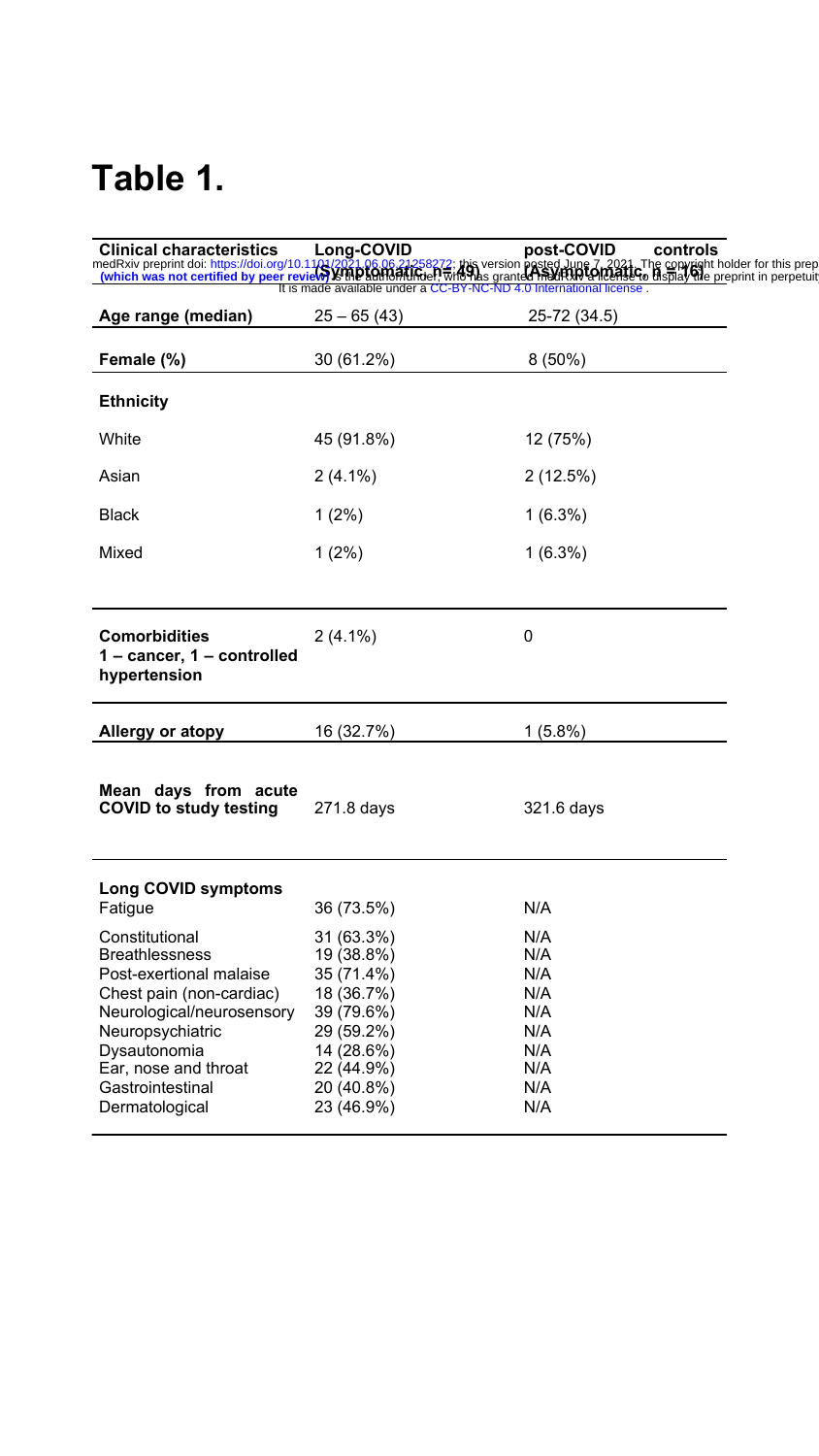# Table 1.

| Clinical characteristics | Long-COVID (Symptomatic, n=49) | post-COVID controls (Asymptomatic, n=16) |
|---|---|---|
| **Age range (median)** | 25 – 65 (43) | 25-72 (34.5) |
| **Female (%)** | 30 (61.2%) | 8 (50%) |
| **Ethnicity** | | |
| White | 45 (91.8%) | 12 (75%) |
| Asian | 2 (4.1%) | 2 (12.5%) |
| Black | 1 (2%) | 1 (6.3%) |
| Mixed | 1 (2%) | 1 (6.3%) |
| **Comorbidities 1 – cancer, 1 – controlled hypertension** | 2 (4.1%) | 0 |
| **Allergy or atopy** | 16 (32.7%) | 1 (5.8%) |
| **Mean days from acute COVID to study testing** | 271.8 days | 321.6 days |
| **Long COVID symptoms** | | |
| Fatigue | 36 (73.5%) | N/A |
| Constitutional | 31 (63.3%) | N/A |
| Breathlessness | 19 (38.8%) | N/A |
| Post-exertional malaise | 35 (71.4%) | N/A |
| Chest pain (non-cardiac) | 18 (36.7%) | N/A |
| Neurological/neurosensory | 39 (79.6%) | N/A |
| Neuropsychiatric | 29 (59.2%) | N/A |
| Dysautonomia | 14 (28.6%) | N/A |
| Ear, nose and throat | 22 (44.9%) | N/A |
| Gastrointestinal | 20 (40.8%) | N/A |
| Dermatological | 23 (46.9%) | N/A |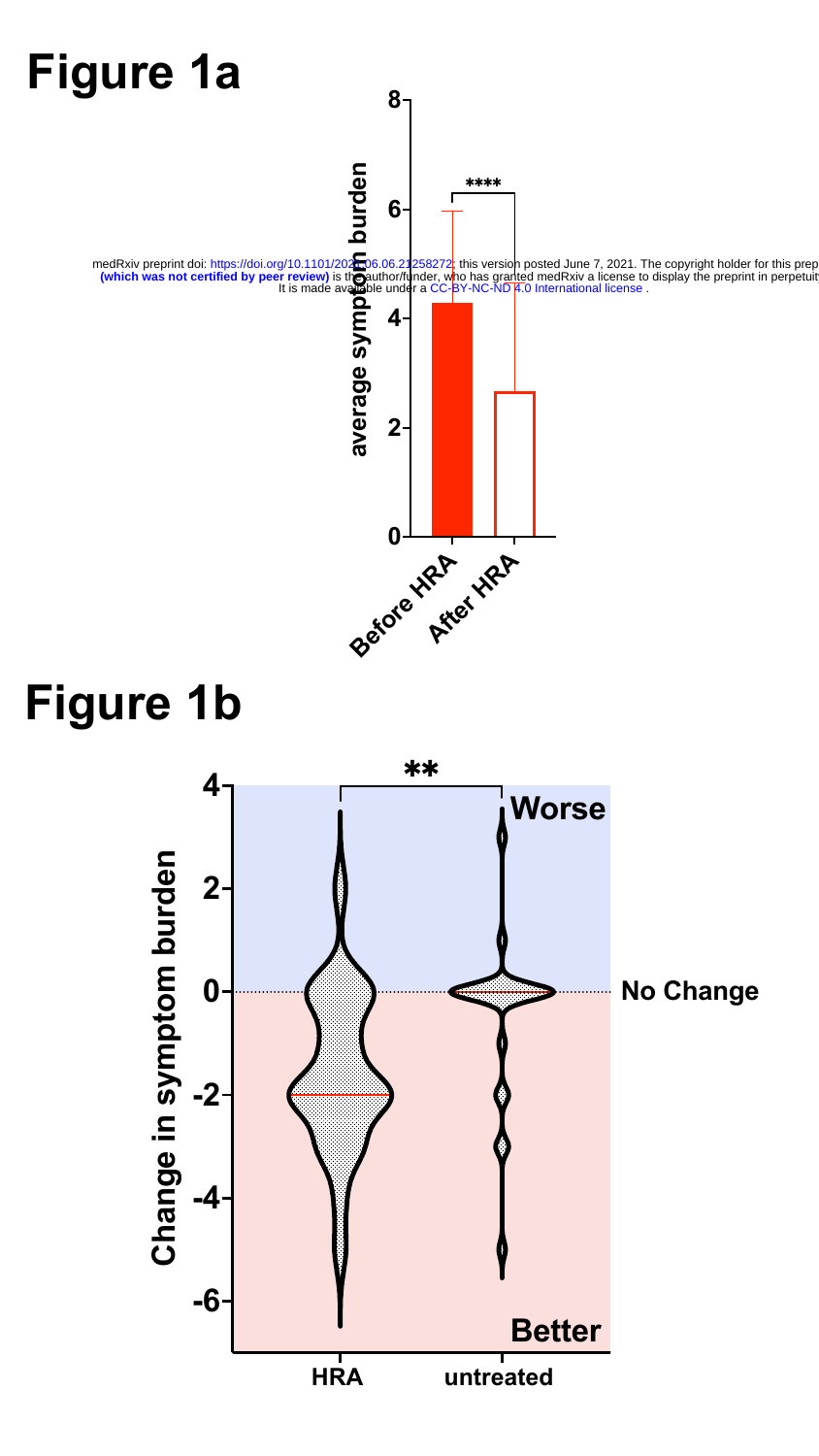# Figure 1a

# Figure 1b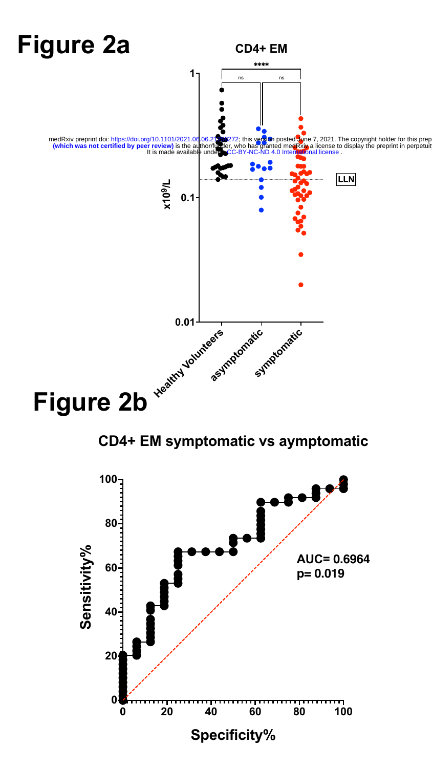# Figure 2a

# Figure 2b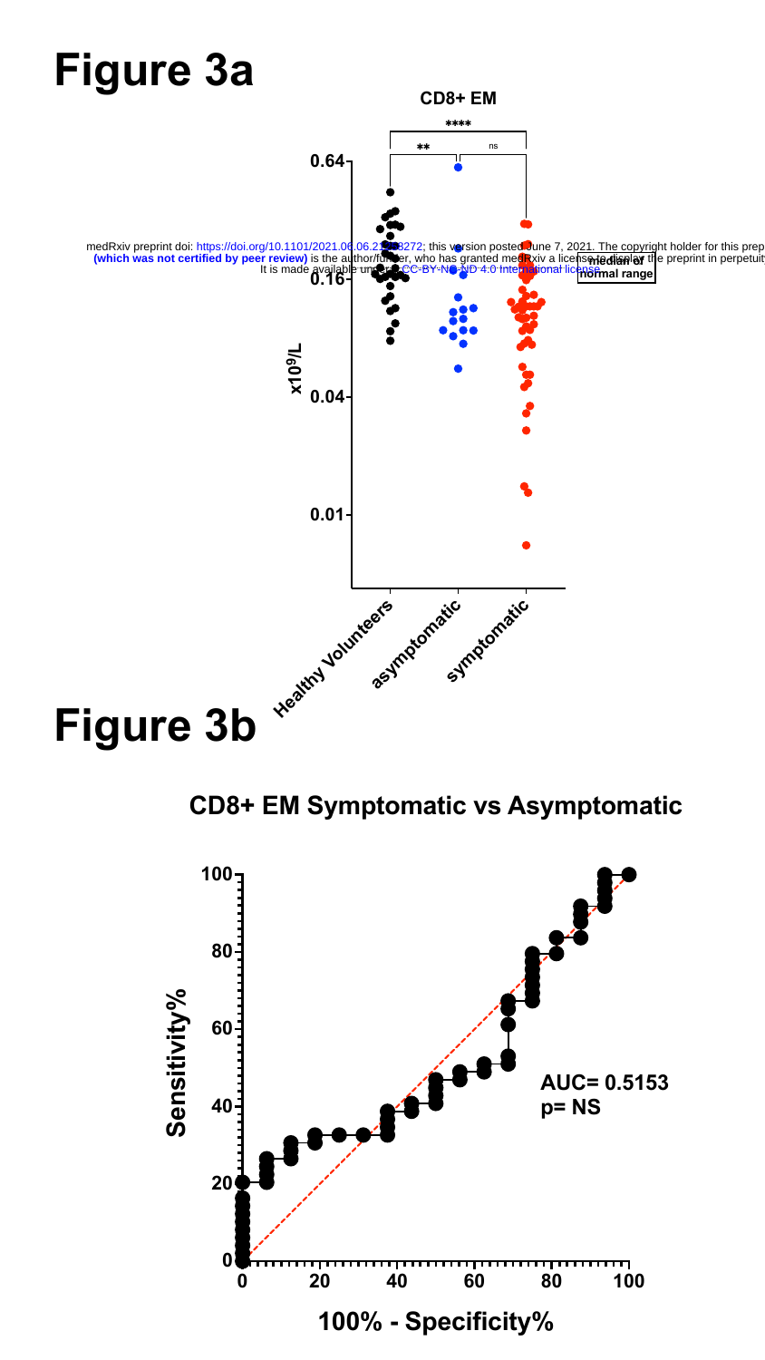# Figure 3a

# Figure 3b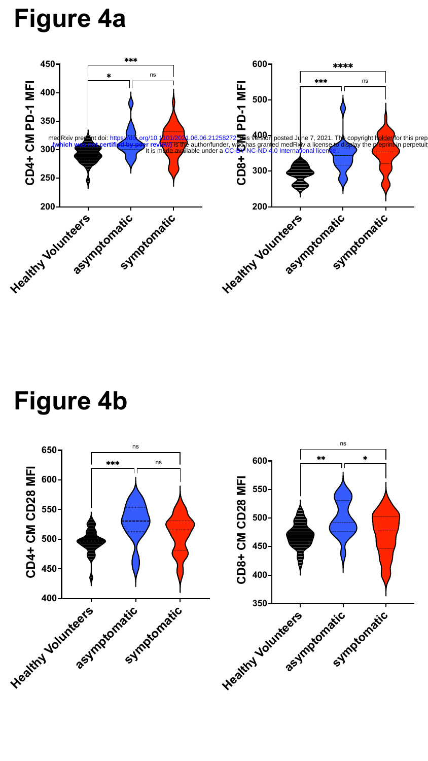# Figure 4a

CD4+ CM PD-1 MFI

450
400
350
300
250
200

***
*
ns

Healthy Volunteers
asymptomatic
symptomatic

CD8+ CM PD-1 MFI

600
500
400
300
200

****
***
ns

Healthy Volunteers
asymptomatic
symptomatic

# Figure 4b

CD4+ CM CD28 MFI

650
600
550
500
450
400

ns
***
ns

Healthy Volunteers
asymptomatic
symptomatic

CD8+ CM CD28 MFI

600
550
500
450
400
350

ns
**
*

Healthy Volunteers
asymptomatic
symptomatic